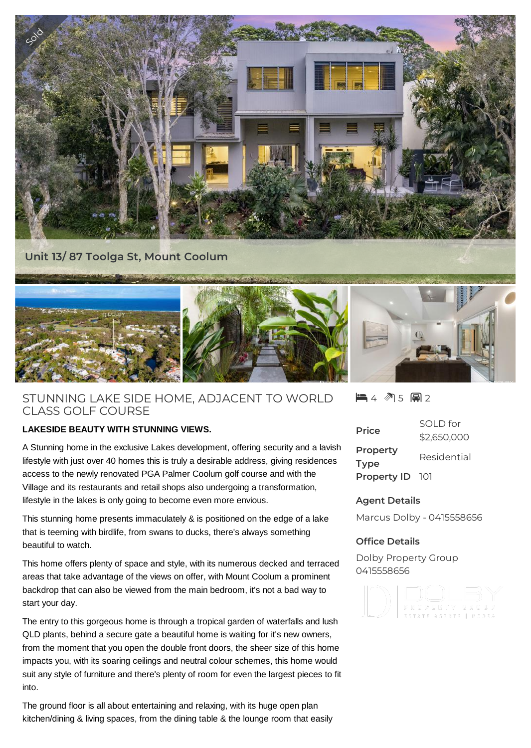Sold

Unit 13/ 87 Toolga St, Mount Coolum

# STUNNING LAKE SIDE HOME, ADJACENT TO WORLD CLASS GOLF COURSE

**LAKESIDE BEAUTY WITH STUNNING VIEWS.**

A Stunning home in the exclusive Lakes development, offering security and a lavish lifestyle with just over 40 homes this is truly a desirable address, giving residences access to the newly renovated PGA Palmer Coolum golf course and with the Village and its restaurants and retail shops also undergoing a transformation, lifestyle in the lakes is only going to become even more envious.

This stunning home presents immaculately & is positioned on the edge of a lake that is teeming with birdlife, from swans to ducks, there's always something beautiful to watch.

This home offers plenty of space and style, with its numerous decked and terraced areas that take advantage of the views on offer, with Mount Coolum a prominent backdrop that can also be viewed from the main bedroom, it's not a bad way to start your day.

The entry to this gorgeous home is through a tropical garden of waterfalls and lush QLD plants, behind a secure gate a beautiful home is waiting for it's new owners, from the moment that you open the double front doors, the sheer size of this home impacts you, with its soaring ceilings and neutral colour schemes, this home would suit any style of furniture and there's plenty of room for even the largest pieces to fit into.

The ground floor is all about entertaining and relaxing, with its huge open plan kitchen/dining & living spaces, from the dining table & the lounge room that easily

4 5 2

| | |
|---|---|
| Price | SOLD for $2,650,000 |
| Property Type | Residential |
| Property ID | 101 |

## Agent Details

Marcus Dolby - 0415558656

## Office Details

Dolby Property Group
0415558656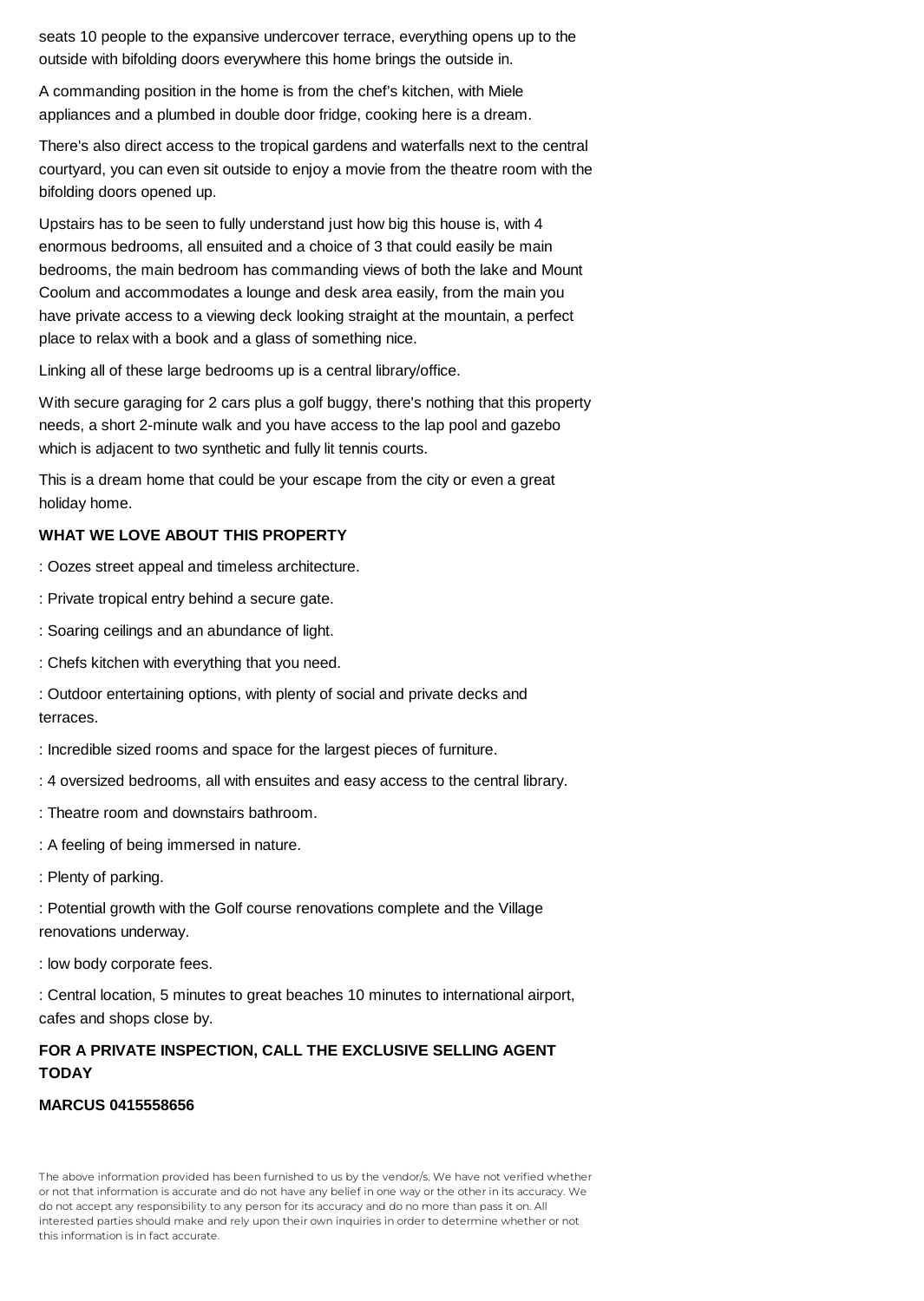seats 10 people to the expansive undercover terrace, everything opens up to the outside with bifolding doors everywhere this home brings the outside in.

A commanding position in the home is from the chef's kitchen, with Miele appliances and a plumbed in double door fridge, cooking here is a dream.

There's also direct access to the tropical gardens and waterfalls next to the central courtyard, you can even sit outside to enjoy a movie from the theatre room with the bifolding doors opened up.

Upstairs has to be seen to fully understand just how big this house is, with 4 enormous bedrooms, all ensuited and a choice of 3 that could easily be main bedrooms, the main bedroom has commanding views of both the lake and Mount Coolum and accommodates a lounge and desk area easily, from the main you have private access to a viewing deck looking straight at the mountain, a perfect place to relax with a book and a glass of something nice.

Linking all of these large bedrooms up is a central library/office.

With secure garaging for 2 cars plus a golf buggy, there's nothing that this property needs, a short 2-minute walk and you have access to the lap pool and gazebo which is adjacent to two synthetic and fully lit tennis courts.

This is a dream home that could be your escape from the city or even a great holiday home.

**WHAT WE LOVE ABOUT THIS PROPERTY**

: Oozes street appeal and timeless architecture.

: Private tropical entry behind a secure gate.

: Soaring ceilings and an abundance of light.

: Chefs kitchen with everything that you need.

: Outdoor entertaining options, with plenty of social and private decks and terraces.

: Incredible sized rooms and space for the largest pieces of furniture.

: 4 oversized bedrooms, all with ensuites and easy access to the central library.

: Theatre room and downstairs bathroom.

: A feeling of being immersed in nature.

: Plenty of parking.

: Potential growth with the Golf course renovations complete and the Village renovations underway.

: low body corporate fees.

: Central location, 5 minutes to great beaches 10 minutes to international airport, cafes and shops close by.

**FOR A PRIVATE INSPECTION, CALL THE EXCLUSIVE SELLING AGENT TODAY**

**MARCUS 0415558656**

The above information provided has been furnished to us by the vendor/s. We have not verified whether or not that information is accurate and do not have any belief in one way or the other in its accuracy. We do not accept any responsibility to any person for its accuracy and do no more than pass it on. All interested parties should make and rely upon their own inquiries in order to determine whether or not this information is in fact accurate.